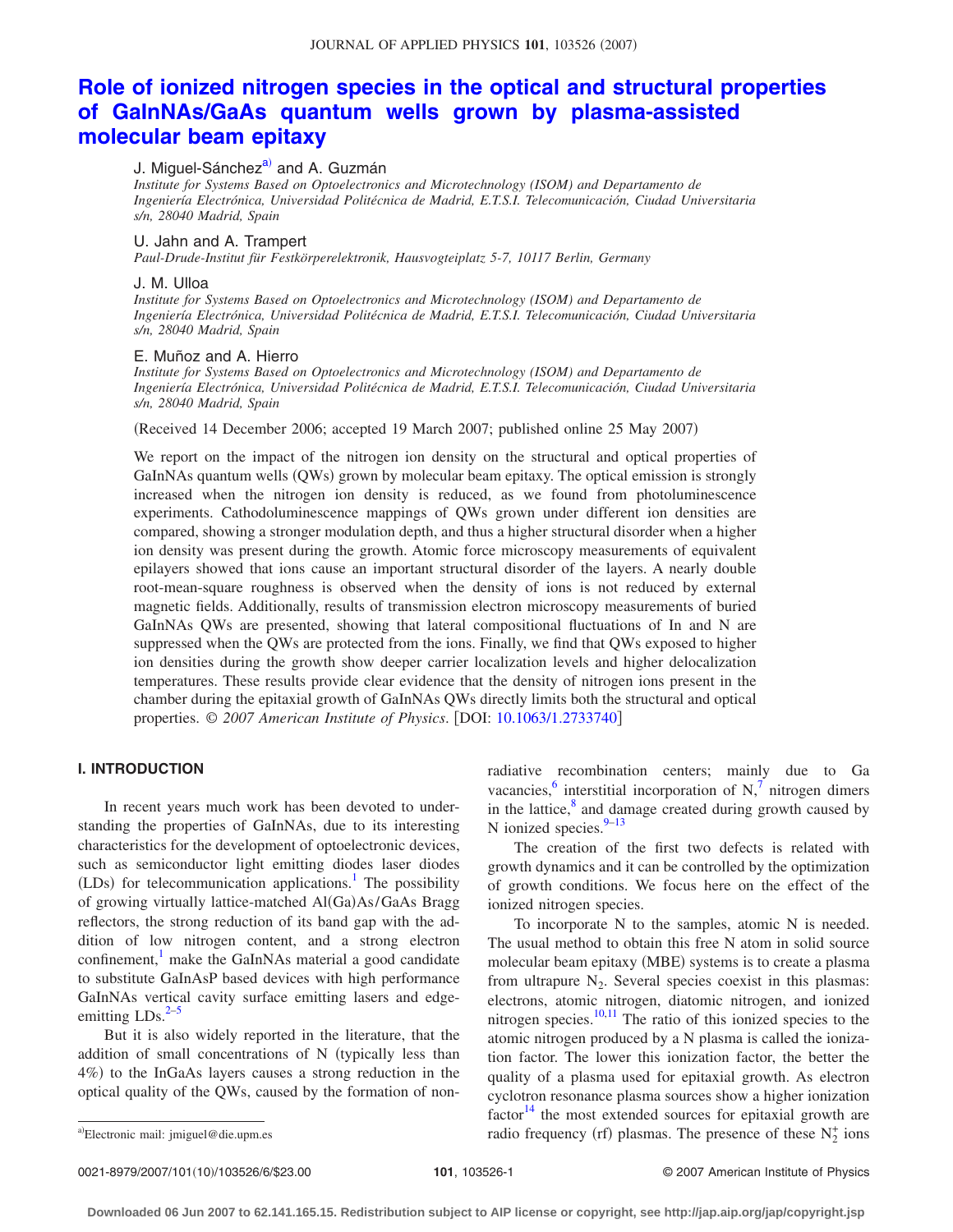# Role of ionized nitrogen species in the optical and structural properties of GaInNAs/GaAs quantum wells grown by plasma-assisted molecular beam epitaxy

J. Miguel-Sánchez[a] and A. Guzmán
*Institute for Systems Based on Optoelectronics and Microtechnology (ISOM) and Departamento de Ingeniería Electrónica, Universidad Politécnica de Madrid, E.T.S.I. Telecomunicación, Ciudad Universitaria s/n, 28040 Madrid, Spain*

U. Jahn and A. Trampert
*Paul-Drude-Institut für Festkörperelektronik, Hausvogteiplatz 5-7, 10117 Berlin, Germany*

J. M. Ulloa
*Institute for Systems Based on Optoelectronics and Microtechnology (ISOM) and Departamento de Ingeniería Electrónica, Universidad Politécnica de Madrid, E.T.S.I. Telecomunicación, Ciudad Universitaria s/n, 28040 Madrid, Spain*

E. Muñoz and A. Hierro
*Institute for Systems Based on Optoelectronics and Microtechnology (ISOM) and Departamento de Ingeniería Electrónica, Universidad Politécnica de Madrid, E.T.S.I. Telecomunicación, Ciudad Universitaria s/n, 28040 Madrid, Spain*

(Received 14 December 2006; accepted 19 March 2007; published online 25 May 2007)

We report on the impact of the nitrogen ion density on the structural and optical properties of GaInNAs quantum wells (QWs) grown by molecular beam epitaxy. The optical emission is strongly increased when the nitrogen ion density is reduced, as we found from photoluminescence experiments. Cathodoluminescence mappings of QWs grown under different ion densities are compared, showing a stronger modulation depth, and thus a higher structural disorder when a higher ion density was present during the growth. Atomic force microscopy measurements of equivalent epilayers showed that ions cause an important structural disorder of the layers. A nearly double root-mean-square roughness is observed when the density of ions is not reduced by external magnetic fields. Additionally, results of transmission electron microscopy measurements of buried GaInNAs QWs are presented, showing that lateral compositional fluctuations of In and N are suppressed when the QWs are protected from the ions. Finally, we find that QWs exposed to higher ion densities during the growth show deeper carrier localization levels and higher delocalization temperatures. These results provide clear evidence that the density of nitrogen ions present in the chamber during the epitaxial growth of GaInNAs QWs directly limits both the structural and optical properties. *© 2007 American Institute of Physics*. [DOI: 10.1063/1.2733740]

## I. INTRODUCTION

In recent years much work has been devoted to understanding the properties of GaInNAs, due to its interesting characteristics for the development of optoelectronic devices, such as semiconductor light emitting diodes laser diodes (LDs) for telecommunication applications.[1] The possibility of growing virtually lattice-matched Al(Ga)As/GaAs Bragg reflectors, the strong reduction of its band gap with the addition of low nitrogen content, and a strong electron confinement,[1] make the GaInNAs material a good candidate to substitute GaInAsP based devices with high performance GaInNAs vertical cavity surface emitting lasers and edge-emitting LDs.[2–5]

But it is also widely reported in the literature, that the addition of small concentrations of N (typically less than 4%) to the InGaAs layers causes a strong reduction in the optical quality of the QWs, caused by the formation of non-radiative recombination centers; mainly due to Ga vacancies,[6] interstitial incorporation of N,[7] nitrogen dimers in the lattice,[8] and damage created during growth caused by N ionized species.[9–13]

The creation of the first two defects is related with growth dynamics and it can be controlled by the optimization of growth conditions. We focus here on the effect of the ionized nitrogen species.

To incorporate N to the samples, atomic N is needed. The usual method to obtain this free N atom in solid source molecular beam epitaxy (MBE) systems is to create a plasma from ultrapure $N_2$. Several species coexist in this plasmas: electrons, atomic nitrogen, diatomic nitrogen, and ionized nitrogen species.[10,11] The ratio of this ionized species to the atomic nitrogen produced by a N plasma is called the ionization factor. The lower this ionization factor, the better the quality of a plasma used for epitaxial growth. As electron cyclotron resonance plasma sources show a higher ionization factor[14] the most extended sources for epitaxial growth are radio frequency (rf) plasmas. The presence of these $N_2^+$ ions

[a]Electronic mail: jmiguel@die.upm.es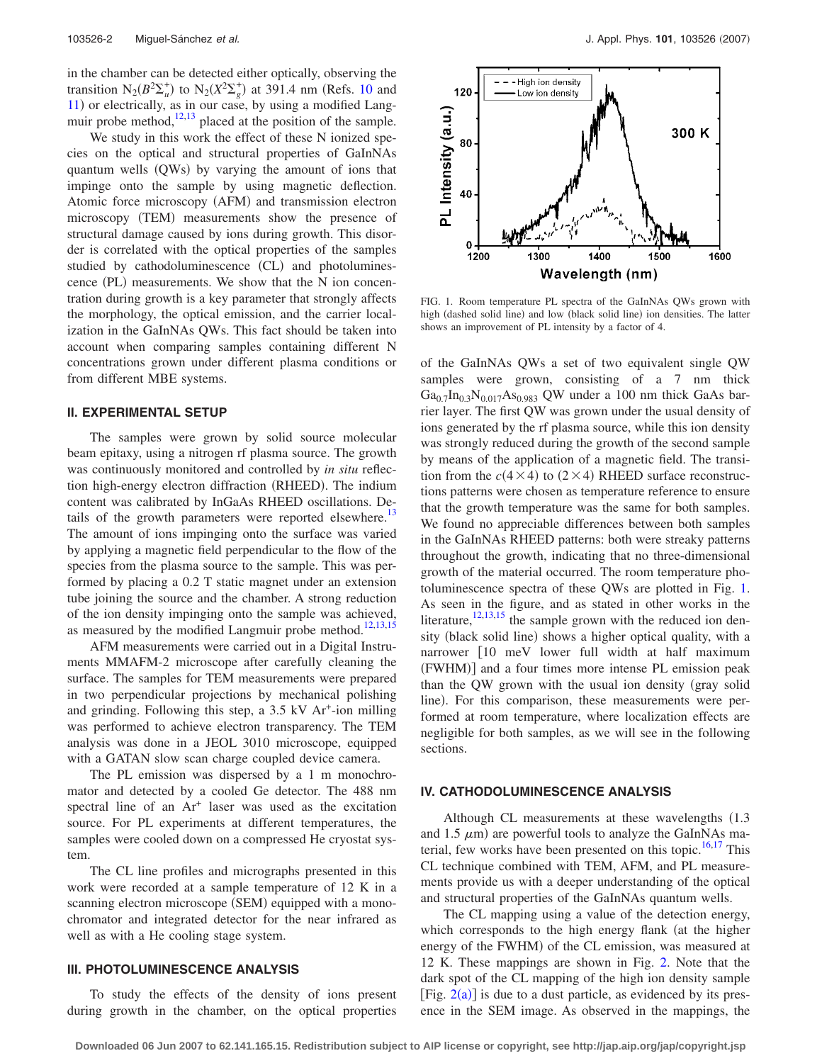in the chamber can be detected either optically, observing the transition $N_2(B^2\Sigma_u^+)$ to $N_2(X^2\Sigma_g^+)$ at 391.4 nm (Refs. 10 and 11) or electrically, as in our case, by using a modified Langmuir probe method,[12,13] placed at the position of the sample.

We study in this work the effect of these N ionized species on the optical and structural properties of GaInNAs quantum wells (QWs) by varying the amount of ions that impinge onto the sample by using magnetic deflection. Atomic force microscopy (AFM) and transmission electron microscopy (TEM) measurements show the presence of structural damage caused by ions during growth. This disorder is correlated with the optical properties of the samples studied by cathodoluminescence (CL) and photoluminescence (PL) measurements. We show that the N ion concentration during growth is a key parameter that strongly affects the morphology, the optical emission, and the carrier localization in the GaInNAs QWs. This fact should be taken into account when comparing samples containing different N concentrations grown under different plasma conditions or from different MBE systems.

## II. EXPERIMENTAL SETUP

The samples were grown by solid source molecular beam epitaxy, using a nitrogen rf plasma source. The growth was continuously monitored and controlled by *in situ* reflection high-energy electron diffraction (RHEED). The indium content was calibrated by InGaAs RHEED oscillations. Details of the growth parameters were reported elsewhere.[13] The amount of ions impinging onto the surface was varied by applying a magnetic field perpendicular to the flow of the species from the plasma source to the sample. This was performed by placing a 0.2 T static magnet under an extension tube joining the source and the chamber. A strong reduction of the ion density impinging onto the sample was achieved, as measured by the modified Langmuir probe method.[12,13,15]

AFM measurements were carried out in a Digital Instruments MMAFM-2 microscope after carefully cleaning the surface. The samples for TEM measurements were prepared in two perpendicular projections by mechanical polishing and grinding. Following this step, a 3.5 kV $Ar^+$-ion milling was performed to achieve electron transparency. The TEM analysis was done in a JEOL 3010 microscope, equipped with a GATAN slow scan charge coupled device camera.

The PL emission was dispersed by a 1 m monochromator and detected by a cooled Ge detector. The 488 nm spectral line of an $Ar^+$ laser was used as the excitation source. For PL experiments at different temperatures, the samples were cooled down on a compressed He cryostat system.

The CL line profiles and micrographs presented in this work were recorded at a sample temperature of 12 K in a scanning electron microscope (SEM) equipped with a monochromator and integrated detector for the near infrared as well as with a He cooling stage system.

## III. PHOTOLUMINESCENCE ANALYSIS

To study the effects of the density of ions present during growth in the chamber, on the optical properties of the GaInNAs QWs a set of two equivalent single QW samples were grown, consisting of a 7 nm thick $Ga_{0.7}In_{0.3}N_{0.017}As_{0.983}$ QW under a 100 nm thick GaAs barrier layer. The first QW was grown under the usual density of ions generated by the rf plasma source, while this ion density was strongly reduced during the growth of the second sample by means of the application of a magnetic field. The transition from the $c(4\times4)$ to $(2\times4)$ RHEED surface reconstructions patterns were chosen as temperature reference to ensure that the growth temperature was the same for both samples. We found no appreciable differences between both samples in the GaInNAs RHEED patterns: both were streaky patterns throughout the growth, indicating that no three-dimensional growth of the material occurred. The room temperature photoluminescence spectra of these QWs are plotted in Fig. 1. As seen in the figure, and as stated in other works in the literature,[12,13,15] the sample grown with the reduced ion density (black solid line) shows a higher optical quality, with a narrower [10 meV lower full width at half maximum (FWHM)] and a four times more intense PL emission peak than the QW grown with the usual ion density (gray solid line). For this comparison, these measurements were performed at room temperature, where localization effects are negligible for both samples, as we will see in the following sections.

FIG. 1. Room temperature PL spectra of the GaInNAs QWs grown with high (dashed solid line) and low (black solid line) ion densities. The latter shows an improvement of PL intensity by a factor of 4.

## IV. CATHODOLUMINESCENCE ANALYSIS

Although CL measurements at these wavelengths (1.3 and 1.5 $\mu$m) are powerful tools to analyze the GaInNAs material, few works have been presented on this topic.[16,17] This CL technique combined with TEM, AFM, and PL measurements provide us with a deeper understanding of the optical and structural properties of the GaInNAs quantum wells.

The CL mapping using a value of the detection energy, which corresponds to the high energy flank (at the higher energy of the FWHM) of the CL emission, was measured at 12 K. These mappings are shown in Fig. 2. Note that the dark spot of the CL mapping of the high ion density sample [Fig. 2(a)] is due to a dust particle, as evidenced by its presence in the SEM image. As observed in the mappings, the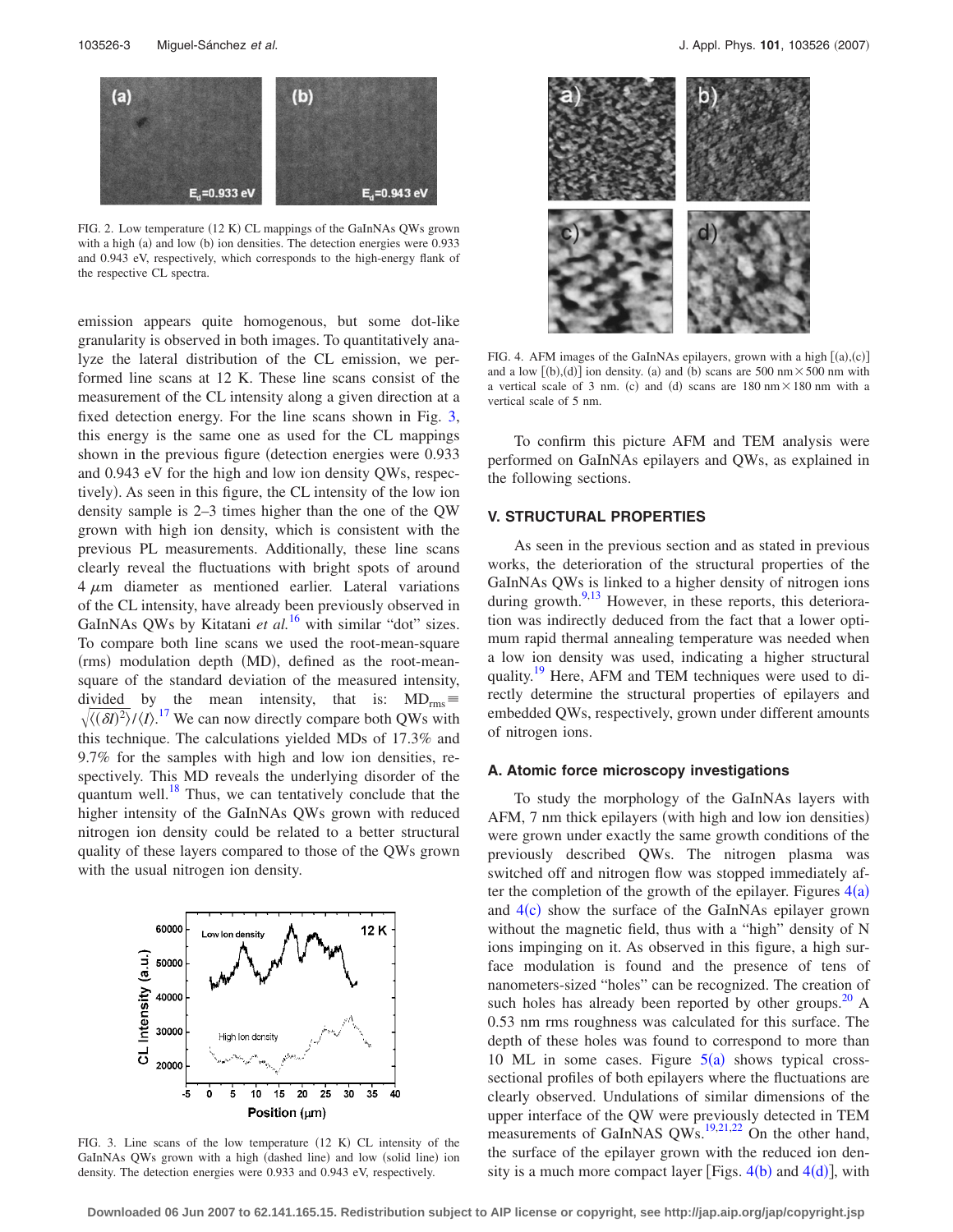FIG. 2. Low temperature (12 K) CL mappings of the GaInNAs QWs grown with a high (a) and low (b) ion densities. The detection energies were 0.933 and 0.943 eV, respectively, which corresponds to the high-energy flank of the respective CL spectra.

emission appears quite homogenous, but some dot-like granularity is observed in both images. To quantitatively analyze the lateral distribution of the CL emission, we performed line scans at 12 K. These line scans consist of the measurement of the CL intensity along a given direction at a fixed detection energy. For the line scans shown in Fig. 3, this energy is the same one as used for the CL mappings shown in the previous figure (detection energies were 0.933 and 0.943 eV for the high and low ion density QWs, respectively). As seen in this figure, the CL intensity of the low ion density sample is 2–3 times higher than the one of the QW grown with high ion density, which is consistent with the previous PL measurements. Additionally, these line scans clearly reveal the fluctuations with bright spots of around 4 $\mu$m diameter as mentioned earlier. Lateral variations of the CL intensity, have already been previously observed in GaInNAs QWs by Kitatani *et al.*[16] with similar "dot" sizes. To compare both line scans we used the root-mean-square (rms) modulation depth (MD), defined as the root-mean-square of the standard deviation of the measured intensity, divided by the mean intensity, that is: $\mathrm{MD}_{\mathrm{rms}} \equiv \sqrt{\langle(\delta I)^2\rangle}/\langle I\rangle$.[17] We can now directly compare both QWs with this technique. The calculations yielded MDs of 17.3% and 9.7% for the samples with high and low ion densities, respectively. This MD reveals the underlying disorder of the quantum well.[18] Thus, we can tentatively conclude that the higher intensity of the GaInNAs QWs grown with reduced nitrogen ion density could be related to a better structural quality of these layers compared to those of the QWs grown with the usual nitrogen ion density.

FIG. 3. Line scans of the low temperature (12 K) CL intensity of the GaInNAs QWs grown with a high (dashed line) and low (solid line) ion density. The detection energies were 0.933 and 0.943 eV, respectively.

FIG. 4. AFM images of the GaInNAs epilayers, grown with a high [(a),(c)] and a low [(b),(d)] ion density. (a) and (b) scans are 500 nm × 500 nm with a vertical scale of 3 nm. (c) and (d) scans are 180 nm × 180 nm with a vertical scale of 5 nm.

To confirm this picture AFM and TEM analysis were performed on GaInNAs epilayers and QWs, as explained in the following sections.

## V. STRUCTURAL PROPERTIES

As seen in the previous section and as stated in previous works, the deterioration of the structural properties of the GaInNAs QWs is linked to a higher density of nitrogen ions during growth.[9,13] However, in these reports, this deterioration was indirectly deduced from the fact that a lower optimum rapid thermal annealing temperature was needed when a low ion density was used, indicating a higher structural quality.[19] Here, AFM and TEM techniques were used to directly determine the structural properties of epilayers and embedded QWs, respectively, grown under different amounts of nitrogen ions.

### A. Atomic force microscopy investigations

To study the morphology of the GaInNAs layers with AFM, 7 nm thick epilayers (with high and low ion densities) were grown under exactly the same growth conditions of the previously described QWs. The nitrogen plasma was switched off and nitrogen flow was stopped immediately after the completion of the growth of the epilayer. Figures 4(a) and 4(c) show the surface of the GaInNAs epilayer grown without the magnetic field, thus with a "high" density of N ions impinging on it. As observed in this figure, a high surface modulation is found and the presence of tens of nanometers-sized "holes" can be recognized. The creation of such holes has already been reported by other groups.[20] A 0.53 nm rms roughness was calculated for this surface. The depth of these holes was found to correspond to more than 10 ML in some cases. Figure 5(a) shows typical cross-sectional profiles of both epilayers where the fluctuations are clearly observed. Undulations of similar dimensions of the upper interface of the QW were previously detected in TEM measurements of GaInNAS QWs.[19,21,22] On the other hand, the surface of the epilayer grown with the reduced ion density is a much more compact layer [Figs. 4(b) and 4(d)], with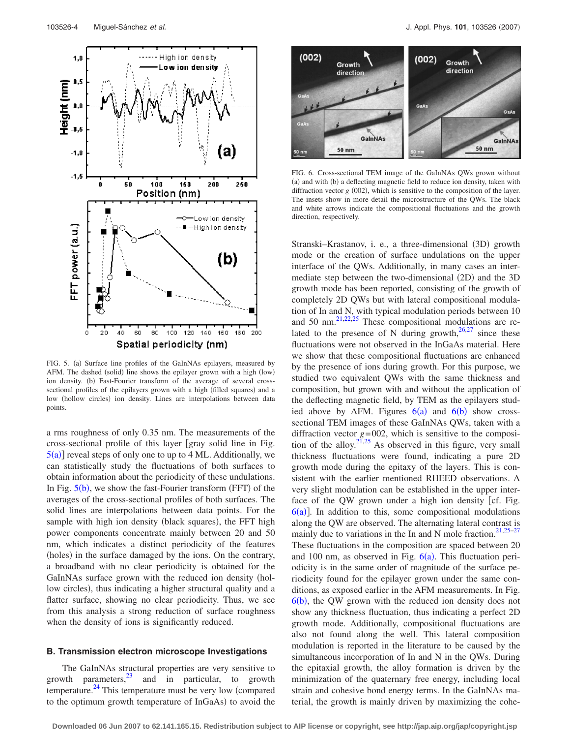FIG. 5. (a) Surface line profiles of the GaInNAs epilayers, measured by AFM. The dashed (solid) line shows the epilayer grown with a high (low) ion density. (b) Fast-Fourier transform of the average of several cross-sectional profiles of the epilayers grown with a high (filled squares) and a low (hollow circles) ion density. Lines are interpolations between data points.

FIG. 6. Cross-sectional TEM image of the GaInNAs QWs grown without (a) and with (b) a deflecting magnetic field to reduce ion density, taken with diffraction vector $g$ (002), which is sensitive to the composition of the layer. The insets show in more detail the microstructure of the QWs. The black and white arrows indicate the compositional fluctuations and the growth direction, respectively.

a rms roughness of only 0.35 nm. The measurements of the cross-sectional profile of this layer [gray solid line in Fig. 5(a)] reveal steps of only one to up to 4 ML. Additionally, we can statistically study the fluctuations of both surfaces to obtain information about the periodicity of these undulations. In Fig. 5(b), we show the fast-Fourier transform (FFT) of the averages of the cross-sectional profiles of both surfaces. The solid lines are interpolations between data points. For the sample with high ion density (black squares), the FFT high power components concentrate mainly between 20 and 50 nm, which indicates a distinct periodicity of the features (holes) in the surface damaged by the ions. On the contrary, a broadband with no clear periodicity is obtained for the GaInNAs surface grown with the reduced ion density (hollow circles), thus indicating a higher structural quality and a flatter surface, showing no clear periodicity. Thus, we see from this analysis a strong reduction of surface roughness when the density of ions is significantly reduced.

### B. Transmission electron microscope Investigations

The GaInNAs structural properties are very sensitive to growth parameters,[23] and in particular, to growth temperature.[24] This temperature must be very low (compared to the optimum growth temperature of InGaAs) to avoid the Stranski–Krastanov, i. e., a three-dimensional (3D) growth mode or the creation of surface undulations on the upper interface of the QWs. Additionally, in many cases an intermediate step between the two-dimensional (2D) and the 3D growth mode has been reported, consisting of the growth of completely 2D QWs but with lateral compositional modulation of In and N, with typical modulation periods between 10 and 50 nm.[21,22,25] These compositional modulations are related to the presence of N during growth,[26,27] since these fluctuations were not observed in the InGaAs material. Here we show that these compositional fluctuations are enhanced by the presence of ions during growth. For this purpose, we studied two equivalent QWs with the same thickness and composition, but grown with and without the application of the deflecting magnetic field, by TEM as the epilayers studied above by AFM. Figures 6(a) and 6(b) show cross-sectional TEM images of these GaInNAs QWs, taken with a diffraction vector $g$=002, which is sensitive to the composition of the alloy.[21,25] As observed in this figure, very small thickness fluctuations were found, indicating a pure 2D growth mode during the epitaxy of the layers. This is consistent with the earlier mentioned RHEED observations. A very slight modulation can be established in the upper interface of the QW grown under a high ion density [cf. Fig. 6(a)]. In addition to this, some compositional modulations along the QW are observed. The alternating lateral contrast is mainly due to variations in the In and N mole fraction.[21,25–27] These fluctuations in the composition are spaced between 20 and 100 nm, as observed in Fig. 6(a). This fluctuation periodicity is in the same order of magnitude of the surface periodicity found for the epilayer grown under the same conditions, as exposed earlier in the AFM measurements. In Fig. 6(b), the QW grown with the reduced ion density does not show any thickness fluctuation, thus indicating a perfect 2D growth mode. Additionally, compositional fluctuations are also not found along the well. This lateral composition modulation is reported in the literature to be caused by the simultaneous incorporation of In and N in the QWs. During the epitaxial growth, the alloy formation is driven by the minimization of the quaternary free energy, including local strain and cohesive bond energy terms. In the GaInNAs material, the growth is mainly driven by maximizing the cohe-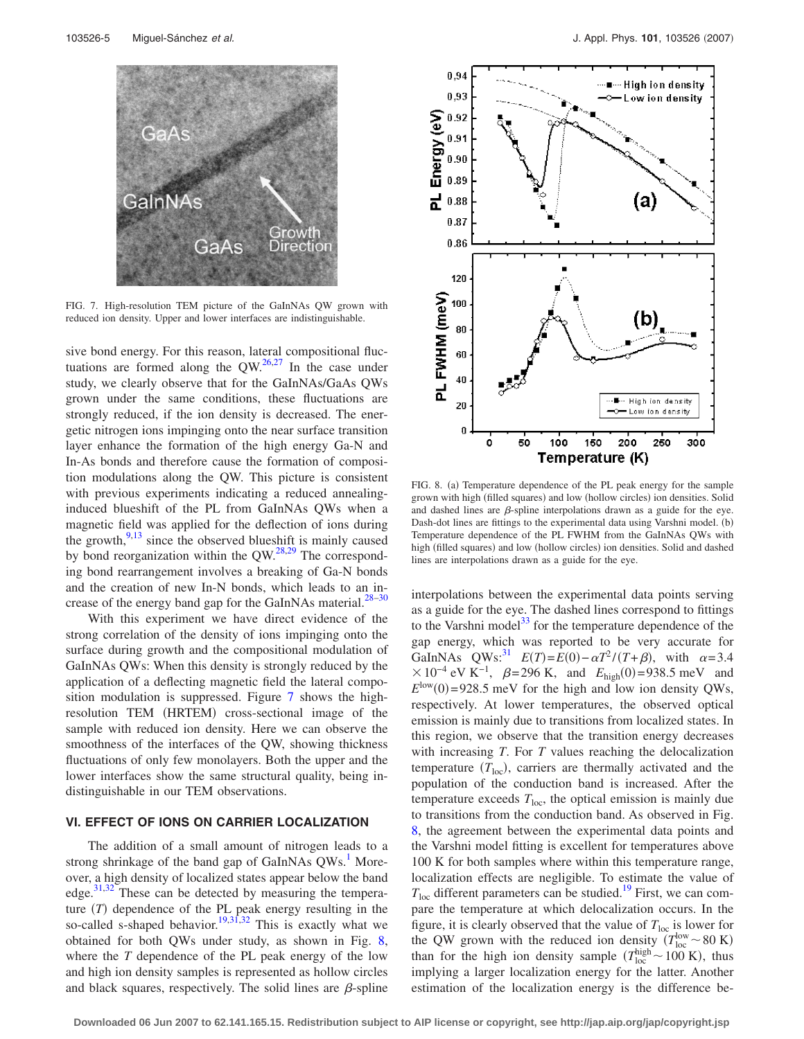FIG. 7. High-resolution TEM picture of the GaInNAs QW grown with reduced ion density. Upper and lower interfaces are indistinguishable.

sive bond energy. For this reason, lateral compositional fluctuations are formed along the QW.[26,27] In the case under study, we clearly observe that for the GaInNAs/GaAs QWs grown under the same conditions, these fluctuations are strongly reduced, if the ion density is decreased. The energetic nitrogen ions impinging onto the near surface transition layer enhance the formation of the high energy Ga-N and In-As bonds and therefore cause the formation of composition modulations along the QW. This picture is consistent with previous experiments indicating a reduced annealing-induced blueshift of the PL from GaInNAs QWs when a magnetic field was applied for the deflection of ions during the growth,[9,13] since the observed blueshift is mainly caused by bond reorganization within the QW.[28,29] The corresponding bond rearrangement involves a breaking of Ga-N bonds and the creation of new In-N bonds, which leads to an increase of the energy band gap for the GaInNAs material.[28–30]

With this experiment we have direct evidence of the strong correlation of the density of ions impinging onto the surface during growth and the compositional modulation of GaInNAs QWs: When this density is strongly reduced by the application of a deflecting magnetic field the lateral composition modulation is suppressed. Figure 7 shows the high-resolution TEM (HRTEM) cross-sectional image of the sample with reduced ion density. Here we can observe the smoothness of the interfaces of the QW, showing thickness fluctuations of only few monolayers. Both the upper and the lower interfaces show the same structural quality, being indistinguishable in our TEM observations.

## VI. EFFECT OF IONS ON CARRIER LOCALIZATION

The addition of a small amount of nitrogen leads to a strong shrinkage of the band gap of GaInNAs QWs.[1] Moreover, a high density of localized states appear below the band edge.[31,32] These can be detected by measuring the temperature ($T$) dependence of the PL peak energy resulting in the so-called s-shaped behavior.[19,31,32] This is exactly what we obtained for both QWs under study, as shown in Fig. 8, where the $T$ dependence of the PL peak energy of the low and high ion density samples is represented as hollow circles and black squares, respectively. The solid lines are $\beta$-spline

FIG. 8. (a) Temperature dependence of the PL peak energy for the sample grown with high (filled squares) and low (hollow circles) ion densities. Solid and dashed lines are $\beta$-spline interpolations drawn as a guide for the eye. Dash-dot lines are fittings to the experimental data using Varshni model. (b) Temperature dependence of the PL FWHM from the GaInNAs QWs with high (filled squares) and low (hollow circles) ion densities. Solid and dashed lines are interpolations drawn as a guide for the eye.

interpolations between the experimental data points serving as a guide for the eye. The dashed lines correspond to fittings to the Varshni model[33] for the temperature dependence of the gap energy, which was reported to be very accurate for GaInNAs QWs:[31] $E(T)=E(0)-\alpha T^2/(T+\beta)$, with $\alpha=3.4\times10^{-4}$ eV K$^{-1}$, $\beta=296$ K, and $E_{\mathrm{high}}(0)=938.5$ meV and $E^{\mathrm{low}}(0)=928.5$ meV for the high and low ion density QWs, respectively. At lower temperatures, the observed optical emission is mainly due to transitions from localized states. In this region, we observe that the transition energy decreases with increasing $T$. For $T$ values reaching the delocalization temperature ($T_{\mathrm{loc}}$), carriers are thermally activated and the population of the conduction band is increased. After the temperature exceeds $T_{\mathrm{loc}}$, the optical emission is mainly due to transitions from the conduction band. As observed in Fig. 8, the agreement between the experimental data points and the Varshni model fitting is excellent for temperatures above 100 K for both samples where within this temperature range, localization effects are negligible. To estimate the value of $T_{\mathrm{loc}}$ different parameters can be studied.[19] First, we can compare the temperature at which delocalization occurs. In the figure, it is clearly observed that the value of $T_{\mathrm{loc}}$ is lower for the QW grown with the reduced ion density ($T_{\mathrm{loc}}^{\mathrm{low}}\sim80$ K) than for the high ion density sample ($T_{\mathrm{loc}}^{\mathrm{high}}\sim100$ K), thus implying a larger localization energy for the latter. Another estimation of the localization energy is the difference be-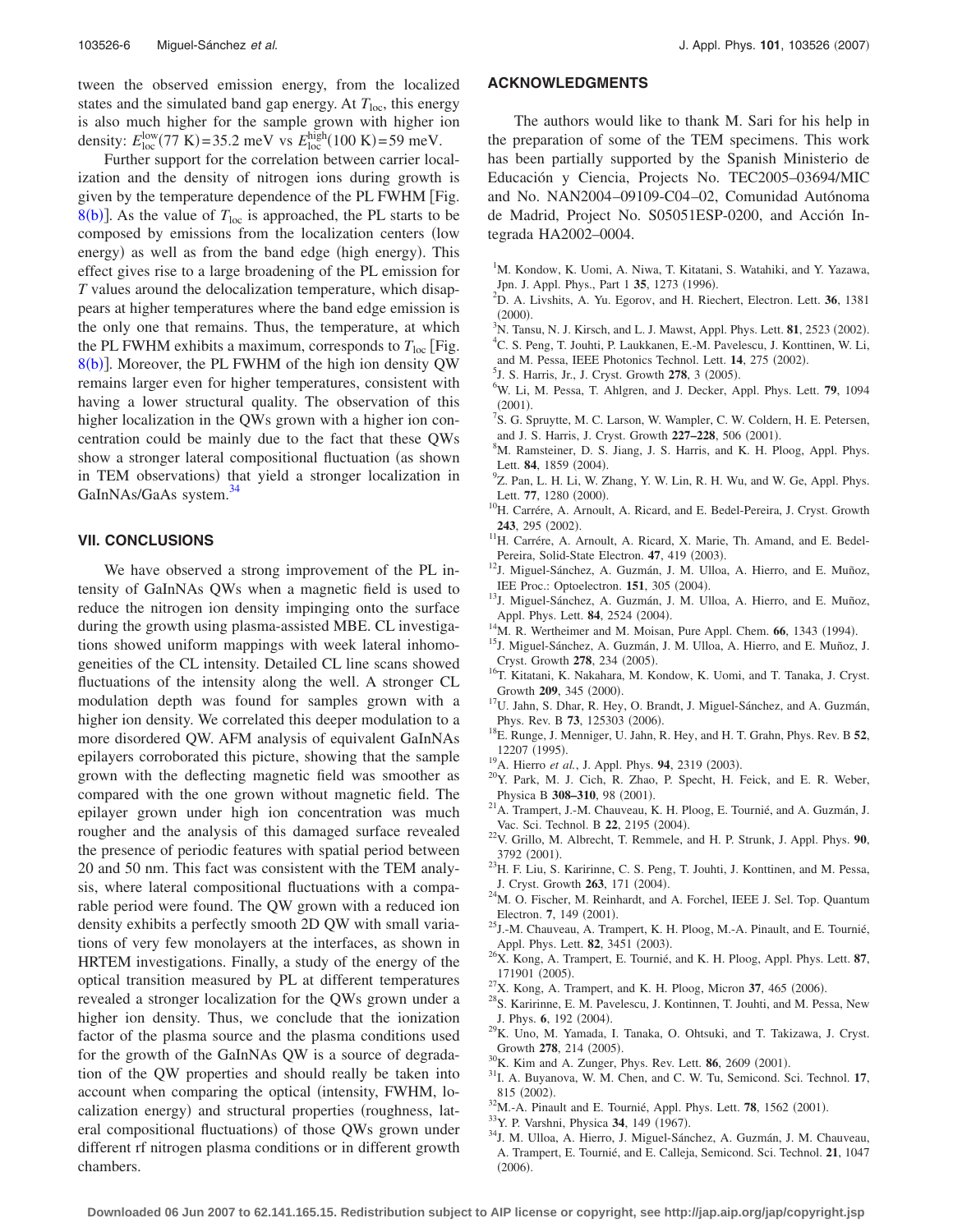tween the observed emission energy, from the localized states and the simulated band gap energy. At $T_{\rm loc}$, this energy is also much higher for the sample grown with higher ion density: $E_{\rm loc}^{\rm low}(77\ {\rm K})=35.2$ meV vs $E_{\rm loc}^{\rm high}(100\ {\rm K})=59$ meV.

Further support for the correlation between carrier localization and the density of nitrogen ions during growth is given by the temperature dependence of the PL FWHM [Fig. 8(b)]. As the value of $T_{\rm loc}$ is approached, the PL starts to be composed by emissions from the localization centers (low energy) as well as from the band edge (high energy). This effect gives rise to a large broadening of the PL emission for $T$ values around the delocalization temperature, which disappears at higher temperatures where the band edge emission is the only one that remains. Thus, the temperature, at which the PL FWHM exhibits a maximum, corresponds to $T_{\rm loc}$ [Fig. 8(b)]. Moreover, the PL FWHM of the high ion density QW remains larger even for higher temperatures, consistent with having a lower structural quality. The observation of this higher localization in the QWs grown with a higher ion concentration could be mainly due to the fact that these QWs show a stronger lateral compositional fluctuation (as shown in TEM observations) that yield a stronger localization in GaInNAs/GaAs system.[34]

## VII. CONCLUSIONS

We have observed a strong improvement of the PL intensity of GaInNAs QWs when a magnetic field is used to reduce the nitrogen ion density impinging onto the surface during the growth using plasma-assisted MBE. CL investigations showed uniform mappings with week lateral inhomogeneities of the CL intensity. Detailed CL line scans showed fluctuations of the intensity along the well. A stronger CL modulation depth was found for samples grown with a higher ion density. We correlated this deeper modulation to a more disordered QW. AFM analysis of equivalent GaInNAs epilayers corroborated this picture, showing that the sample grown with the deflecting magnetic field was smoother as compared with the one grown without magnetic field. The epilayer grown under high ion concentration was much rougher and the analysis of this damaged surface revealed the presence of periodic features with spatial period between 20 and 50 nm. This fact was consistent with the TEM analysis, where lateral compositional fluctuations with a comparable period were found. The QW grown with a reduced ion density exhibits a perfectly smooth 2D QW with small variations of very few monolayers at the interfaces, as shown in HRTEM investigations. Finally, a study of the energy of the optical transition measured by PL at different temperatures revealed a stronger localization for the QWs grown under a higher ion density. Thus, we conclude that the ionization factor of the plasma source and the plasma conditions used for the growth of the GaInNAs QW is a source of degradation of the QW properties and should really be taken into account when comparing the optical (intensity, FWHM, localization energy) and structural properties (roughness, lateral compositional fluctuations) of those QWs grown under different rf nitrogen plasma conditions or in different growth chambers.

## ACKNOWLEDGMENTS

The authors would like to thank M. Sari for his help in the preparation of some of the TEM specimens. This work has been partially supported by the Spanish Ministerio de Educación y Ciencia, Projects No. TEC2005–03694/MIC and No. NAN2004–09109-C04–02, Comunidad Autónoma de Madrid, Project No. S05051ESP-0200, and Acción Integrada HA2002–0004.

[1] M. Kondow, K. Uomi, A. Niwa, T. Kitatani, S. Watahiki, and Y. Yazawa, Jpn. J. Appl. Phys., Part 1 **35**, 1273 (1996).
[2] D. A. Livshits, A. Yu. Egorov, and H. Riechert, Electron. Lett. **36**, 1381 (2000).
[3] N. Tansu, N. J. Kirsch, and L. J. Mawst, Appl. Phys. Lett. **81**, 2523 (2002).
[4] C. S. Peng, T. Jouhti, P. Laukkanen, E.-M. Pavelescu, J. Konttinen, W. Li, and M. Pessa, IEEE Photonics Technol. Lett. **14**, 275 (2002).
[5] J. S. Harris, Jr., J. Cryst. Growth **278**, 3 (2005).
[6] W. Li, M. Pessa, T. Ahlgren, and J. Decker, Appl. Phys. Lett. **79**, 1094 (2001).
[7] S. G. Spruytte, M. C. Larson, W. Wampler, C. W. Coldern, H. E. Petersen, and J. S. Harris, J. Cryst. Growth **227–228**, 506 (2001).
[8] M. Ramsteiner, D. S. Jiang, J. S. Harris, and K. H. Ploog, Appl. Phys. Lett. **84**, 1859 (2004).
[9] Z. Pan, L. H. Li, W. Zhang, Y. W. Lin, R. H. Wu, and W. Ge, Appl. Phys. Lett. **77**, 1280 (2000).
[10] H. Carrére, A. Arnoult, A. Ricard, and E. Bedel-Pereira, J. Cryst. Growth **243**, 295 (2002).
[11] H. Carrére, A. Arnoult, A. Ricard, X. Marie, Th. Amand, and E. Bedel-Pereira, Solid-State Electron. **47**, 419 (2003).
[12] J. Miguel-Sánchez, A. Guzmán, J. M. Ulloa, A. Hierro, and E. Muñoz, IEE Proc.: Optoelectron. **151**, 305 (2004).
[13] J. Miguel-Sánchez, A. Guzmán, J. M. Ulloa, A. Hierro, and E. Muñoz, Appl. Phys. Lett. **84**, 2524 (2004).
[14] M. R. Wertheimer and M. Moisan, Pure Appl. Chem. **66**, 1343 (1994).
[15] J. Miguel-Sánchez, A. Guzmán, J. M. Ulloa, A. Hierro, and E. Muñoz, J. Cryst. Growth **278**, 234 (2005).
[16] T. Kitatani, K. Nakahara, M. Kondow, K. Uomi, and T. Tanaka, J. Cryst. Growth **209**, 345 (2000).
[17] U. Jahn, S. Dhar, R. Hey, O. Brandt, J. Miguel-Sánchez, and A. Guzmán, Phys. Rev. B **73**, 125303 (2006).
[18] E. Runge, J. Menniger, U. Jahn, R. Hey, and H. T. Grahn, Phys. Rev. B **52**, 12207 (1995).
[19] A. Hierro *et al.*, J. Appl. Phys. **94**, 2319 (2003).
[20] Y. Park, M. J. Cich, R. Zhao, P. Specht, H. Feick, and E. R. Weber, Physica B **308–310**, 98 (2001).
[21] A. Trampert, J.-M. Chauveau, K. H. Ploog, E. Tournié, and A. Guzmán, J. Vac. Sci. Technol. B **22**, 2195 (2004).
[22] V. Grillo, M. Albrecht, T. Remmele, and H. P. Strunk, J. Appl. Phys. **90**, 3792 (2001).
[23] H. F. Liu, S. Karirinne, C. S. Peng, T. Jouhti, J. Konttinen, and M. Pessa, J. Cryst. Growth **263**, 171 (2004).
[24] M. O. Fischer, M. Reinhardt, and A. Forchel, IEEE J. Sel. Top. Quantum Electron. **7**, 149 (2001).
[25] J.-M. Chauveau, A. Trampert, K. H. Ploog, M.-A. Pinault, and E. Tournié, Appl. Phys. Lett. **82**, 3451 (2003).
[26] X. Kong, A. Trampert, E. Tournié, and K. H. Ploog, Appl. Phys. Lett. **87**, 171901 (2005).
[27] X. Kong, A. Trampert, and K. H. Ploog, Micron **37**, 465 (2006).
[28] S. Karirinne, E. M. Pavelescu, J. Kontinnen, T. Jouhti, and M. Pessa, New J. Phys. **6**, 192 (2004).
[29] K. Uno, M. Yamada, I. Tanaka, O. Ohtsuki, and T. Takizawa, J. Cryst. Growth **278**, 214 (2005).
[30] K. Kim and A. Zunger, Phys. Rev. Lett. **86**, 2609 (2001).
[31] I. A. Buyanova, W. M. Chen, and C. W. Tu, Semicond. Sci. Technol. **17**, 815 (2002).
[32] M.-A. Pinault and E. Tournié, Appl. Phys. Lett. **78**, 1562 (2001).
[33] Y. P. Varshni, Physica **34**, 149 (1967).
[34] J. M. Ulloa, A. Hierro, J. Miguel-Sánchez, A. Guzmán, J. M. Chauveau, A. Trampert, E. Tournié, and E. Calleja, Semicond. Sci. Technol. **21**, 1047 (2006).